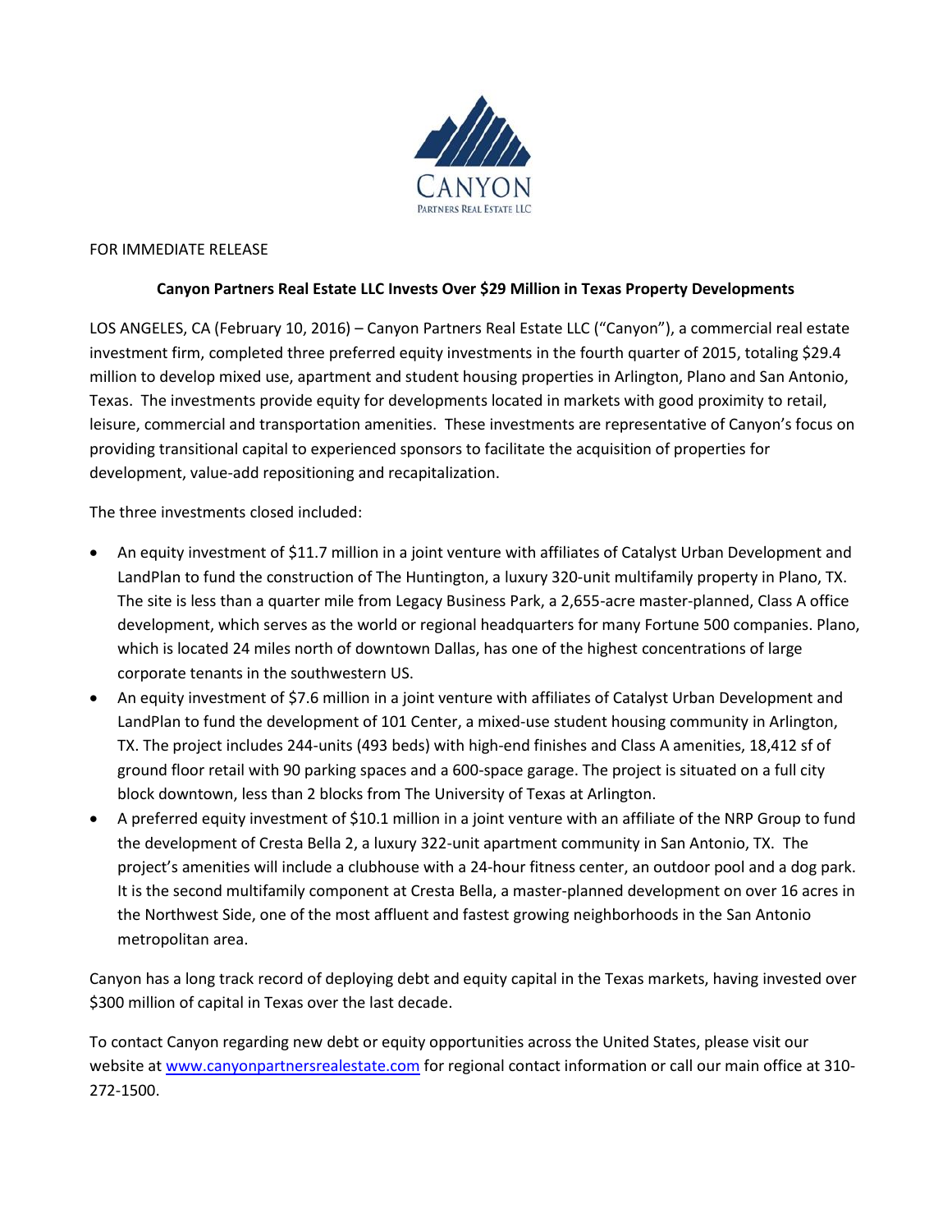CANYON
PARTNERS REAL ESTATE LLC

FOR IMMEDIATE RELEASE

**Canyon Partners Real Estate LLC Invests Over $29 Million in Texas Property Developments**

LOS ANGELES, CA (February 10, 2016) – Canyon Partners Real Estate LLC ("Canyon"), a commercial real estate investment firm, completed three preferred equity investments in the fourth quarter of 2015, totaling $29.4 million to develop mixed use, apartment and student housing properties in Arlington, Plano and San Antonio, Texas. The investments provide equity for developments located in markets with good proximity to retail, leisure, commercial and transportation amenities. These investments are representative of Canyon's focus on providing transitional capital to experienced sponsors to facilitate the acquisition of properties for development, value-add repositioning and recapitalization.

The three investments closed included:

- An equity investment of $11.7 million in a joint venture with affiliates of Catalyst Urban Development and LandPlan to fund the construction of The Huntington, a luxury 320-unit multifamily property in Plano, TX. The site is less than a quarter mile from Legacy Business Park, a 2,655-acre master-planned, Class A office development, which serves as the world or regional headquarters for many Fortune 500 companies. Plano, which is located 24 miles north of downtown Dallas, has one of the highest concentrations of large corporate tenants in the southwestern US.
- An equity investment of $7.6 million in a joint venture with affiliates of Catalyst Urban Development and LandPlan to fund the development of 101 Center, a mixed-use student housing community in Arlington, TX. The project includes 244-units (493 beds) with high-end finishes and Class A amenities, 18,412 sf of ground floor retail with 90 parking spaces and a 600-space garage. The project is situated on a full city block downtown, less than 2 blocks from The University of Texas at Arlington.
- A preferred equity investment of $10.1 million in a joint venture with an affiliate of the NRP Group to fund the development of Cresta Bella 2, a luxury 322-unit apartment community in San Antonio, TX. The project's amenities will include a clubhouse with a 24-hour fitness center, an outdoor pool and a dog park. It is the second multifamily component at Cresta Bella, a master-planned development on over 16 acres in the Northwest Side, one of the most affluent and fastest growing neighborhoods in the San Antonio metropolitan area.

Canyon has a long track record of deploying debt and equity capital in the Texas markets, having invested over $300 million of capital in Texas over the last decade.

To contact Canyon regarding new debt or equity opportunities across the United States, please visit our website at www.canyonpartnersrealestate.com for regional contact information or call our main office at 310-272-1500.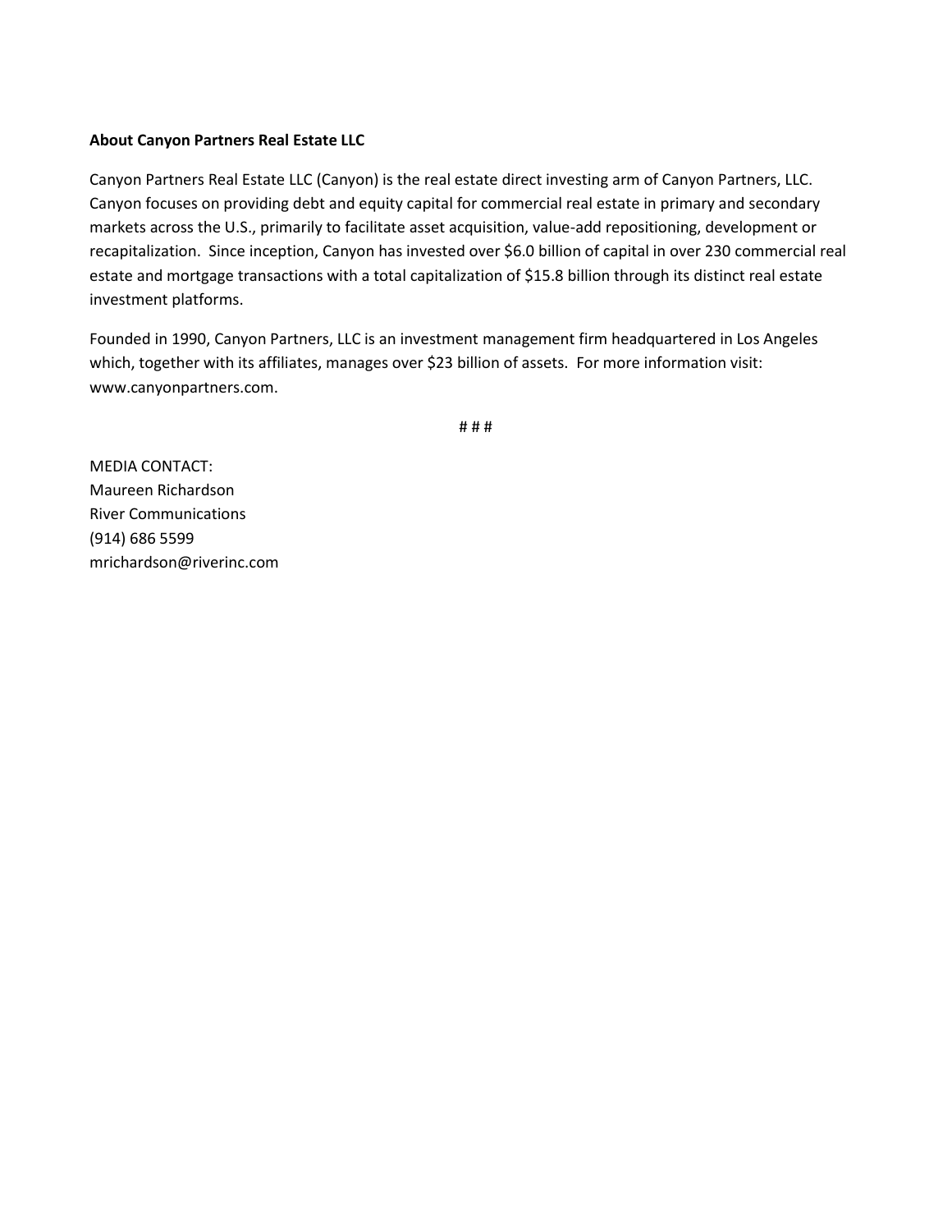**About Canyon Partners Real Estate LLC**

Canyon Partners Real Estate LLC (Canyon) is the real estate direct investing arm of Canyon Partners, LLC. Canyon focuses on providing debt and equity capital for commercial real estate in primary and secondary markets across the U.S., primarily to facilitate asset acquisition, value-add repositioning, development or recapitalization. Since inception, Canyon has invested over $6.0 billion of capital in over 230 commercial real estate and mortgage transactions with a total capitalization of $15.8 billion through its distinct real estate investment platforms.

Founded in 1990, Canyon Partners, LLC is an investment management firm headquartered in Los Angeles which, together with its affiliates, manages over $23 billion of assets. For more information visit: www.canyonpartners.com.

# # #

MEDIA CONTACT:
Maureen Richardson
River Communications
(914) 686 5599
mrichardson@riverinc.com